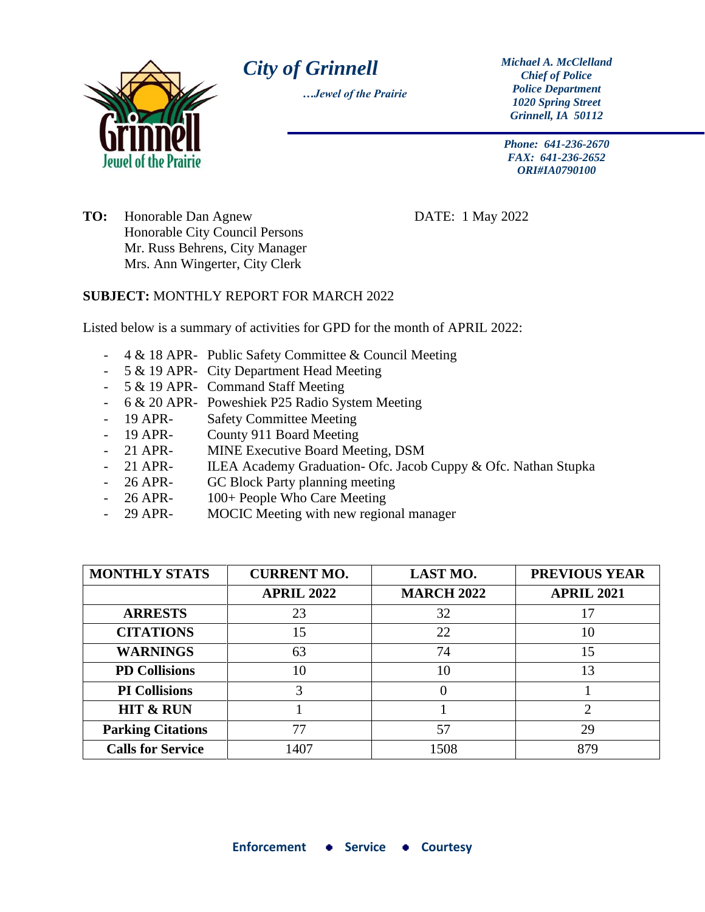# City of Grinnell

*…Jewel of the Prairie*

***Michael A. McClelland***
***Chief of Police***
***Police Department***
***1020 Spring Street***
***Grinnell, IA 50112***

***Phone: 641-236-2670***
***FAX: 641-236-2652***
***ORI#IA0790100***

**TO:** Honorable Dan Agnew
Honorable City Council Persons
Mr. Russ Behrens, City Manager
Mrs. Ann Wingerter, City Clerk

DATE: 1 May 2022

**SUBJECT:** MONTHLY REPORT FOR MARCH 2022

Listed below is a summary of activities for GPD for the month of APRIL 2022:

- 4 & 18 APR- Public Safety Committee & Council Meeting
- 5 & 19 APR- City Department Head Meeting
- 5 & 19 APR- Command Staff Meeting
- 6 & 20 APR- Poweshiek P25 Radio System Meeting
- 19 APR- Safety Committee Meeting
- 19 APR- County 911 Board Meeting
- 21 APR- MINE Executive Board Meeting, DSM
- 21 APR- ILEA Academy Graduation- Ofc. Jacob Cuppy & Ofc. Nathan Stupka
- 26 APR- GC Block Party planning meeting
- 26 APR- 100+ People Who Care Meeting
- 29 APR- MOCIC Meeting with new regional manager

| MONTHLY STATS | CURRENT MO. | LAST MO. | PREVIOUS YEAR |
|---|---|---|---|
| | APRIL 2022 | MARCH 2022 | APRIL 2021 |
| ARRESTS | 23 | 32 | 17 |
| CITATIONS | 15 | 22 | 10 |
| WARNINGS | 63 | 74 | 15 |
| PD Collisions | 10 | 10 | 13 |
| PI Collisions | 3 | 0 | 1 |
| HIT & RUN | 1 | 1 | 2 |
| Parking Citations | 77 | 57 | 29 |
| Calls for Service | 1407 | 1508 | 879 |

**Enforcement • Service • Courtesy**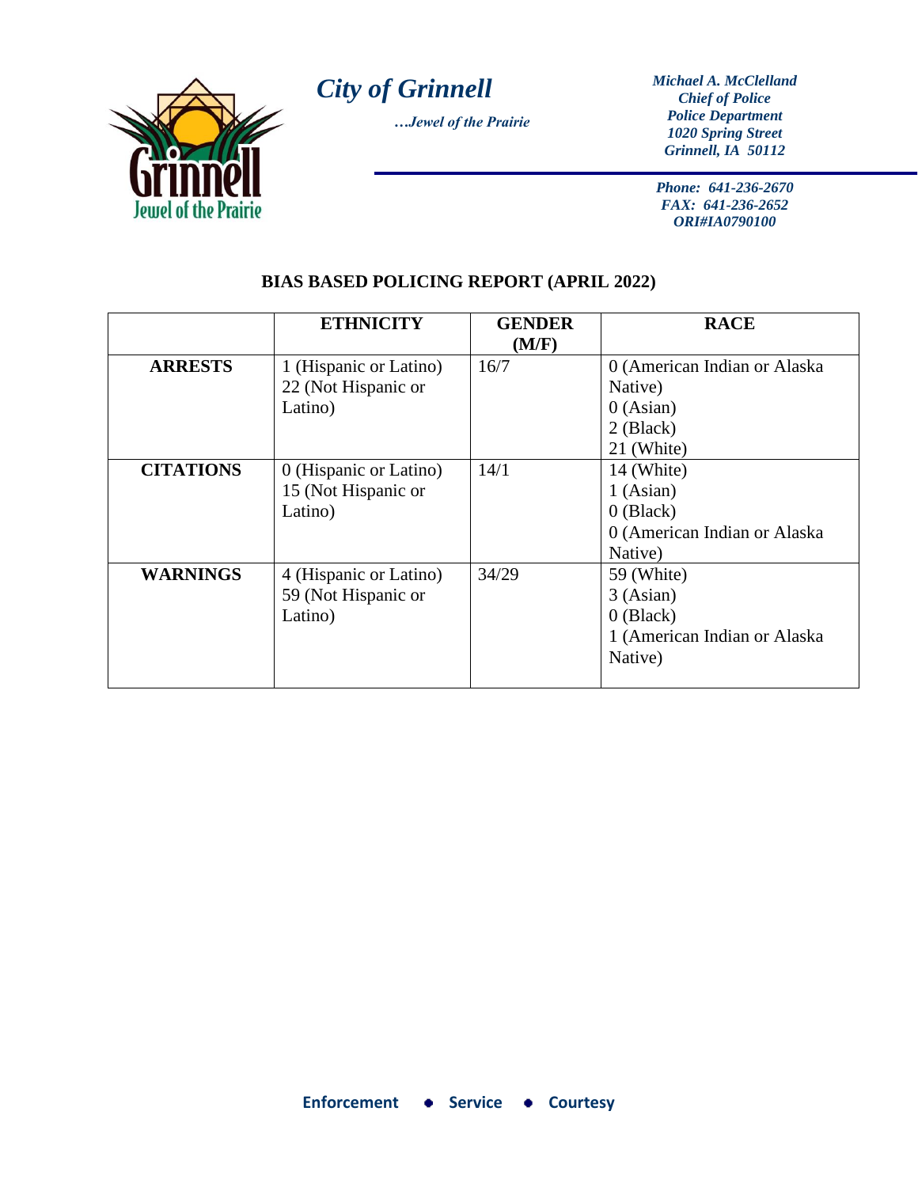*City of Grinnell*

*…Jewel of the Prairie*

***Michael A. McClelland***
***Chief of Police***
***Police Department***
***1020 Spring Street***
***Grinnell, IA 50112***

***Phone: 641-236-2670***
***FAX: 641-236-2652***
***ORI#IA0790100***

**BIAS BASED POLICING REPORT (APRIL 2022)**

| | ETHNICITY | GENDER (M/F) | RACE |
|---|---|---|---|
| **ARRESTS** | 1 (Hispanic or Latino)<br>22 (Not Hispanic or Latino) | 16/7 | 0 (American Indian or Alaska Native)<br>0 (Asian)<br>2 (Black)<br>21 (White) |
| **CITATIONS** | 0 (Hispanic or Latino)<br>15 (Not Hispanic or Latino) | 14/1 | 14 (White)<br>1 (Asian)<br>0 (Black)<br>0 (American Indian or Alaska Native) |
| **WARNINGS** | 4 (Hispanic or Latino)<br>59 (Not Hispanic or Latino) | 34/29 | 59 (White)<br>3 (Asian)<br>0 (Black)<br>1 (American Indian or Alaska Native) |

**Enforcement • Service • Courtesy**